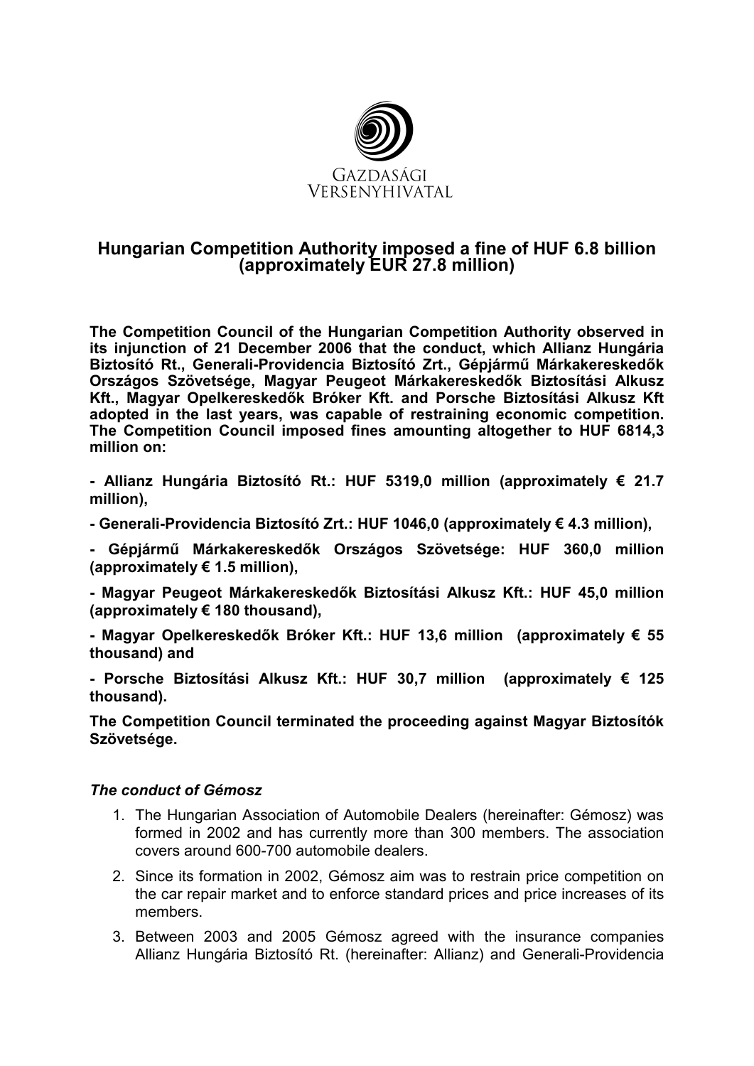GAZDASÁGI VERSENYHIVATAL

# Hungarian Competition Authority imposed a fine of HUF 6.8 billion (approximately EUR 27.8 million)

**The Competition Council of the Hungarian Competition Authority observed in its injunction of 21 December 2006 that the conduct, which Allianz Hungária Biztosító Rt., Generali-Providencia Biztosító Zrt., Gépjármű Márkakereskedők Országos Szövetsége, Magyar Peugeot Márkakereskedők Biztosítási Alkusz Kft., Magyar Opelkereskedők Bróker Kft. and Porsche Biztosítási Alkusz Kft adopted in the last years, was capable of restraining economic competition. The Competition Council imposed fines amounting altogether to HUF 6814,3 million on:**

**- Allianz Hungária Biztosító Rt.: HUF 5319,0 million (approximately € 21.7 million),**

**- Generali-Providencia Biztosító Zrt.: HUF 1046,0 (approximately € 4.3 million),**

**- Gépjármű Márkakereskedők Országos Szövetsége: HUF 360,0 million (approximately € 1.5 million),**

**- Magyar Peugeot Márkakereskedők Biztosítási Alkusz Kft.: HUF 45,0 million (approximately € 180 thousand),**

**- Magyar Opelkereskedők Bróker Kft.: HUF 13,6 million (approximately € 55 thousand) and**

**- Porsche Biztosítási Alkusz Kft.: HUF 30,7 million (approximately € 125 thousand).**

**The Competition Council terminated the proceeding against Magyar Biztosítók Szövetsége.**

### *The conduct of Gémosz*

1. The Hungarian Association of Automobile Dealers (hereinafter: Gémosz) was formed in 2002 and has currently more than 300 members. The association covers around 600-700 automobile dealers.
2. Since its formation in 2002, Gémosz aim was to restrain price competition on the car repair market and to enforce standard prices and price increases of its members.
3. Between 2003 and 2005 Gémosz agreed with the insurance companies Allianz Hungária Biztosító Rt. (hereinafter: Allianz) and Generali-Providencia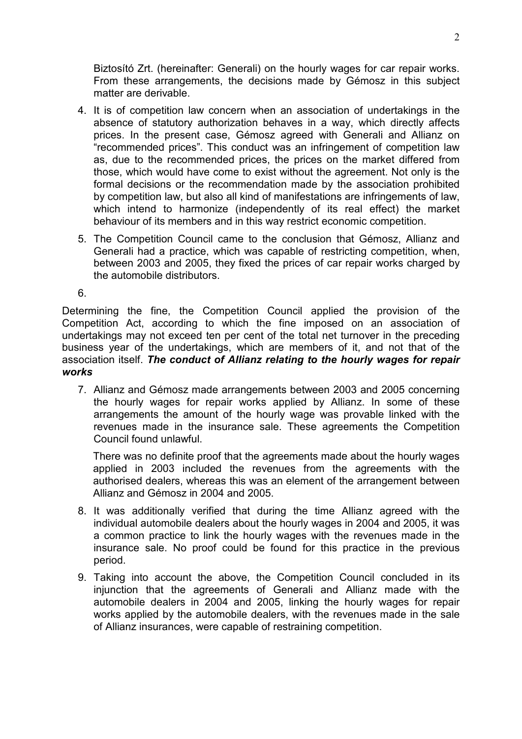Biztosító Zrt. (hereinafter: Generali) on the hourly wages for car repair works. From these arrangements, the decisions made by Gémosz in this subject matter are derivable.

4. It is of competition law concern when an association of undertakings in the absence of statutory authorization behaves in a way, which directly affects prices. In the present case, Gémosz agreed with Generali and Allianz on "recommended prices". This conduct was an infringement of competition law as, due to the recommended prices, the prices on the market differed from those, which would have come to exist without the agreement. Not only is the formal decisions or the recommendation made by the association prohibited by competition law, but also all kind of manifestations are infringements of law, which intend to harmonize (independently of its real effect) the market behaviour of its members and in this way restrict economic competition.

5. The Competition Council came to the conclusion that Gémosz, Allianz and Generali had a practice, which was capable of restricting competition, when, between 2003 and 2005, they fixed the prices of car repair works charged by the automobile distributors.

6.

Determining the fine, the Competition Council applied the provision of the Competition Act, according to which the fine imposed on an association of undertakings may not exceed ten per cent of the total net turnover in the preceding business year of the undertakings, which are members of it, and not that of the association itself. ***The conduct of Allianz relating to the hourly wages for repair works***

7. Allianz and Gémosz made arrangements between 2003 and 2005 concerning the hourly wages for repair works applied by Allianz. In some of these arrangements the amount of the hourly wage was provable linked with the revenues made in the insurance sale. These agreements the Competition Council found unlawful.

   There was no definite proof that the agreements made about the hourly wages applied in 2003 included the revenues from the agreements with the authorised dealers, whereas this was an element of the arrangement between Allianz and Gémosz in 2004 and 2005.

8. It was additionally verified that during the time Allianz agreed with the individual automobile dealers about the hourly wages in 2004 and 2005, it was a common practice to link the hourly wages with the revenues made in the insurance sale. No proof could be found for this practice in the previous period.

9. Taking into account the above, the Competition Council concluded in its injunction that the agreements of Generali and Allianz made with the automobile dealers in 2004 and 2005, linking the hourly wages for repair works applied by the automobile dealers, with the revenues made in the sale of Allianz insurances, were capable of restraining competition.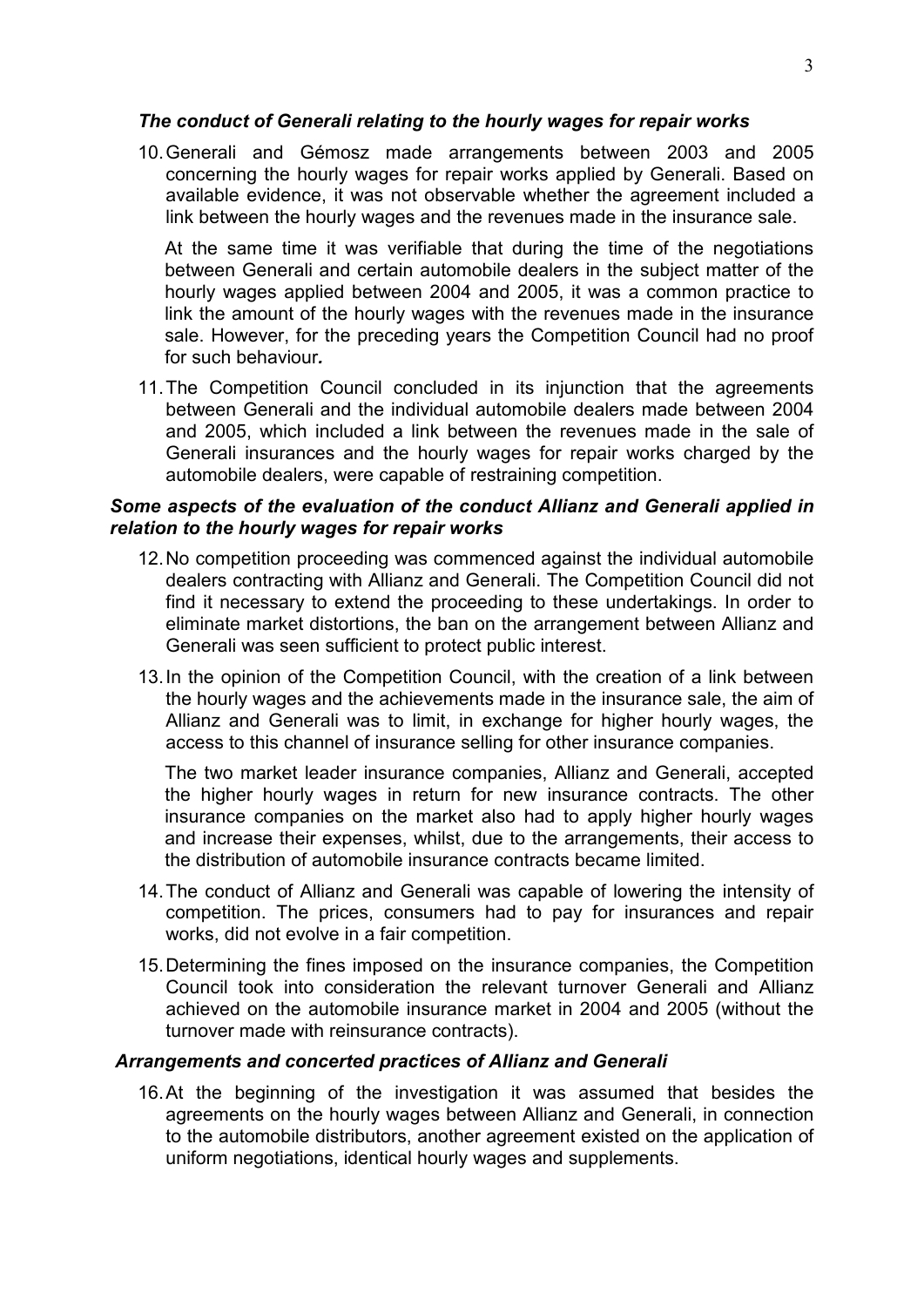### *The conduct of Generali relating to the hourly wages for repair works*

10. Generali and Gémosz made arrangements between 2003 and 2005 concerning the hourly wages for repair works applied by Generali. Based on available evidence, it was not observable whether the agreement included a link between the hourly wages and the revenues made in the insurance sale.

    At the same time it was verifiable that during the time of the negotiations between Generali and certain automobile dealers in the subject matter of the hourly wages applied between 2004 and 2005, it was a common practice to link the amount of the hourly wages with the revenues made in the insurance sale. However, for the preceding years the Competition Council had no proof for such behaviour*.*

11. The Competition Council concluded in its injunction that the agreements between Generali and the individual automobile dealers made between 2004 and 2005, which included a link between the revenues made in the sale of Generali insurances and the hourly wages for repair works charged by the automobile dealers, were capable of restraining competition.

### *Some aspects of the evaluation of the conduct Allianz and Generali applied in relation to the hourly wages for repair works*

12. No competition proceeding was commenced against the individual automobile dealers contracting with Allianz and Generali. The Competition Council did not find it necessary to extend the proceeding to these undertakings. In order to eliminate market distortions, the ban on the arrangement between Allianz and Generali was seen sufficient to protect public interest.

13. In the opinion of the Competition Council, with the creation of a link between the hourly wages and the achievements made in the insurance sale, the aim of Allianz and Generali was to limit, in exchange for higher hourly wages, the access to this channel of insurance selling for other insurance companies.

    The two market leader insurance companies, Allianz and Generali, accepted the higher hourly wages in return for new insurance contracts. The other insurance companies on the market also had to apply higher hourly wages and increase their expenses, whilst, due to the arrangements, their access to the distribution of automobile insurance contracts became limited.

14. The conduct of Allianz and Generali was capable of lowering the intensity of competition. The prices, consumers had to pay for insurances and repair works, did not evolve in a fair competition.

15. Determining the fines imposed on the insurance companies, the Competition Council took into consideration the relevant turnover Generali and Allianz achieved on the automobile insurance market in 2004 and 2005 (without the turnover made with reinsurance contracts).

### *Arrangements and concerted practices of Allianz and Generali*

16. At the beginning of the investigation it was assumed that besides the agreements on the hourly wages between Allianz and Generali, in connection to the automobile distributors, another agreement existed on the application of uniform negotiations, identical hourly wages and supplements.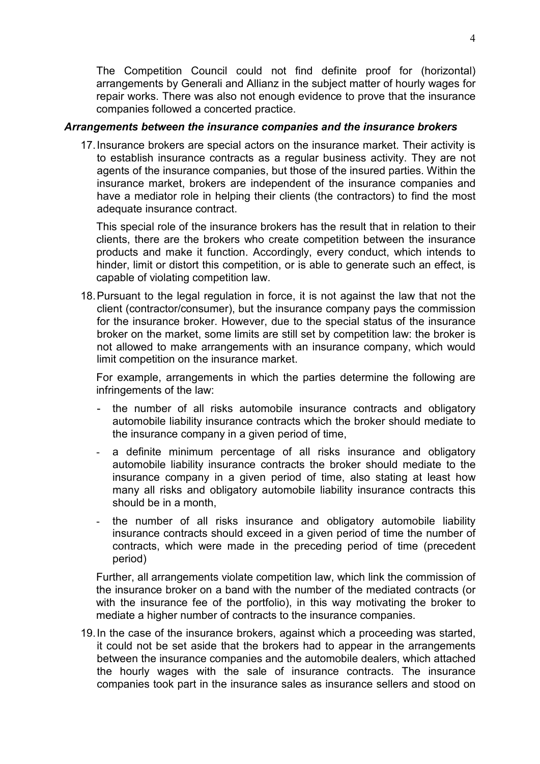The Competition Council could not find definite proof for (horizontal) arrangements by Generali and Allianz in the subject matter of hourly wages for repair works. There was also not enough evidence to prove that the insurance companies followed a concerted practice.

***Arrangements between the insurance companies and the insurance brokers***

17. Insurance brokers are special actors on the insurance market. Their activity is to establish insurance contracts as a regular business activity. They are not agents of the insurance companies, but those of the insured parties. Within the insurance market, brokers are independent of the insurance companies and have a mediator role in helping their clients (the contractors) to find the most adequate insurance contract.

    This special role of the insurance brokers has the result that in relation to their clients, there are the brokers who create competition between the insurance products and make it function. Accordingly, every conduct, which intends to hinder, limit or distort this competition, or is able to generate such an effect, is capable of violating competition law.

18. Pursuant to the legal regulation in force, it is not against the law that not the client (contractor/consumer), but the insurance company pays the commission for the insurance broker. However, due to the special status of the insurance broker on the market, some limits are still set by competition law: the broker is not allowed to make arrangements with an insurance company, which would limit competition on the insurance market.

    For example, arrangements in which the parties determine the following are infringements of the law:

    - the number of all risks automobile insurance contracts and obligatory automobile liability insurance contracts which the broker should mediate to the insurance company in a given period of time,
    - a definite minimum percentage of all risks insurance and obligatory automobile liability insurance contracts the broker should mediate to the insurance company in a given period of time, also stating at least how many all risks and obligatory automobile liability insurance contracts this should be in a month,
    - the number of all risks insurance and obligatory automobile liability insurance contracts should exceed in a given period of time the number of contracts, which were made in the preceding period of time (precedent period)

    Further, all arrangements violate competition law, which link the commission of the insurance broker on a band with the number of the mediated contracts (or with the insurance fee of the portfolio), in this way motivating the broker to mediate a higher number of contracts to the insurance companies.

19. In the case of the insurance brokers, against which a proceeding was started, it could not be set aside that the brokers had to appear in the arrangements between the insurance companies and the automobile dealers, which attached the hourly wages with the sale of insurance contracts. The insurance companies took part in the insurance sales as insurance sellers and stood on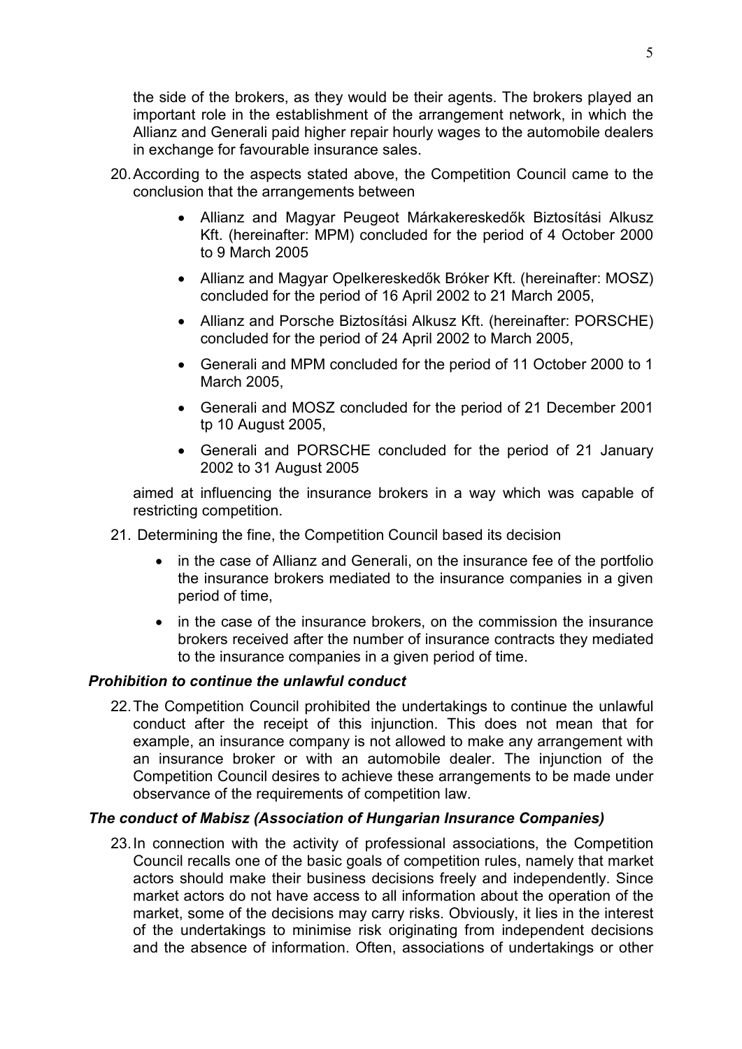the side of the brokers, as they would be their agents. The brokers played an important role in the establishment of the arrangement network, in which the Allianz and Generali paid higher repair hourly wages to the automobile dealers in exchange for favourable insurance sales.

20. According to the aspects stated above, the Competition Council came to the conclusion that the arrangements between

   - Allianz and Magyar Peugeot Márkakereskedők Biztosítási Alkusz Kft. (hereinafter: MPM) concluded for the period of 4 October 2000 to 9 March 2005
   - Allianz and Magyar Opelkereskedők Bróker Kft. (hereinafter: MOSZ) concluded for the period of 16 April 2002 to 21 March 2005,
   - Allianz and Porsche Biztosítási Alkusz Kft. (hereinafter: PORSCHE) concluded for the period of 24 April 2002 to March 2005,
   - Generali and MPM concluded for the period of 11 October 2000 to 1 March 2005,
   - Generali and MOSZ concluded for the period of 21 December 2001 tp 10 August 2005,
   - Generali and PORSCHE concluded for the period of 21 January 2002 to 31 August 2005

   aimed at influencing the insurance brokers in a way which was capable of restricting competition.

21. Determining the fine, the Competition Council based its decision

   - in the case of Allianz and Generali, on the insurance fee of the portfolio the insurance brokers mediated to the insurance companies in a given period of time,
   - in the case of the insurance brokers, on the commission the insurance brokers received after the number of insurance contracts they mediated to the insurance companies in a given period of time.

### *Prohibition to continue the unlawful conduct*

22. The Competition Council prohibited the undertakings to continue the unlawful conduct after the receipt of this injunction. This does not mean that for example, an insurance company is not allowed to make any arrangement with an insurance broker or with an automobile dealer. The injunction of the Competition Council desires to achieve these arrangements to be made under observance of the requirements of competition law.

### *The conduct of Mabisz (Association of Hungarian Insurance Companies)*

23. In connection with the activity of professional associations, the Competition Council recalls one of the basic goals of competition rules, namely that market actors should make their business decisions freely and independently. Since market actors do not have access to all information about the operation of the market, some of the decisions may carry risks. Obviously, it lies in the interest of the undertakings to minimise risk originating from independent decisions and the absence of information. Often, associations of undertakings or other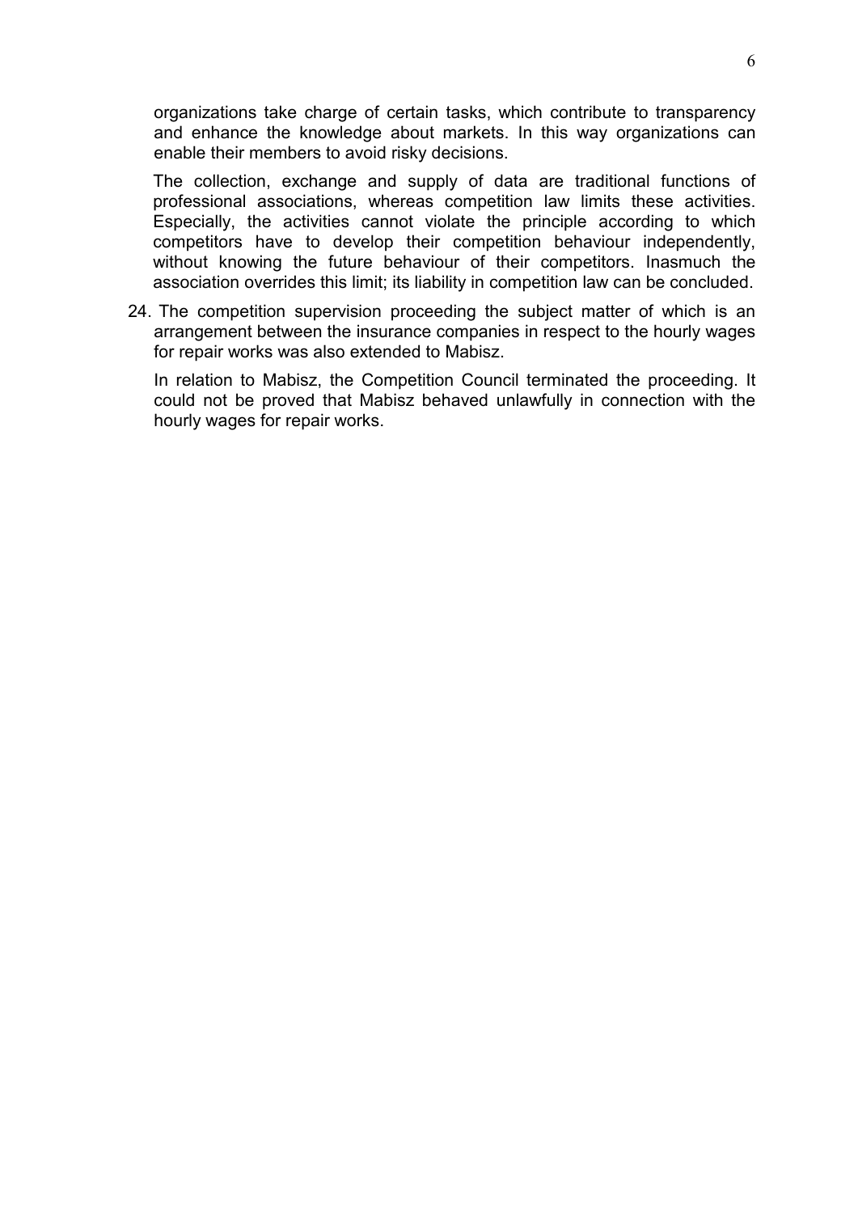organizations take charge of certain tasks, which contribute to transparency and enhance the knowledge about markets. In this way organizations can enable their members to avoid risky decisions.

The collection, exchange and supply of data are traditional functions of professional associations, whereas competition law limits these activities. Especially, the activities cannot violate the principle according to which competitors have to develop their competition behaviour independently, without knowing the future behaviour of their competitors. Inasmuch the association overrides this limit; its liability in competition law can be concluded.

24. The competition supervision proceeding the subject matter of which is an arrangement between the insurance companies in respect to the hourly wages for repair works was also extended to Mabisz.

    In relation to Mabisz, the Competition Council terminated the proceeding. It could not be proved that Mabisz behaved unlawfully in connection with the hourly wages for repair works.